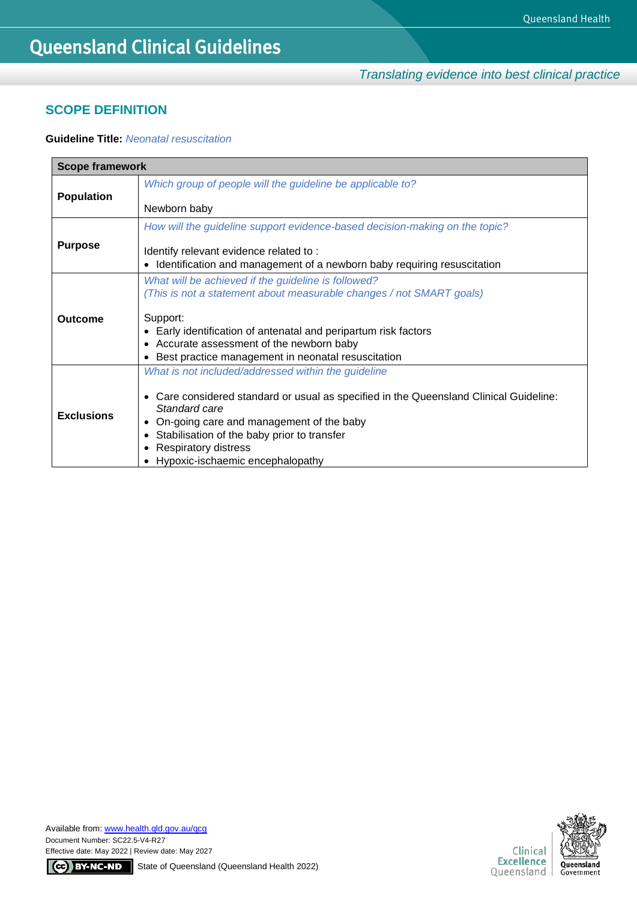# Queensland Clinical Guidelines

*Translating evidence into best clinical practice*

## SCOPE DEFINITION

**Guideline Title:** *Neonatal resuscitation*

| **Scope framework** | |
|---|---|
| **Population** | *Which group of people will the guideline be applicable to?*<br><br>Newborn baby |
| **Purpose** | *How will the guideline support evidence-based decision-making on the topic?*<br><br>Identify relevant evidence related to :<br>• Identification and management of a newborn baby requiring resuscitation |
| **Outcome** | *What will be achieved if the guideline is followed?*<br>*(This is not a statement about measurable changes / not SMART goals)*<br><br>Support:<br>• Early identification of antenatal and peripartum risk factors<br>• Accurate assessment of the newborn baby<br>• Best practice management in neonatal resuscitation |
| **Exclusions** | *What is not included/addressed within the guideline*<br><br>• Care considered standard or usual as specified in the Queensland Clinical Guideline: *Standard care*<br>• On-going care and management of the baby<br>• Stabilisation of the baby prior to transfer<br>• Respiratory distress<br>• Hypoxic-ischaemic encephalopathy |

Available from: www.health.qld.gov.au/qcg
Document Number: SC22.5-V4-R27
Effective date: May 2022 | Review date: May 2027
State of Queensland (Queensland Health 2022)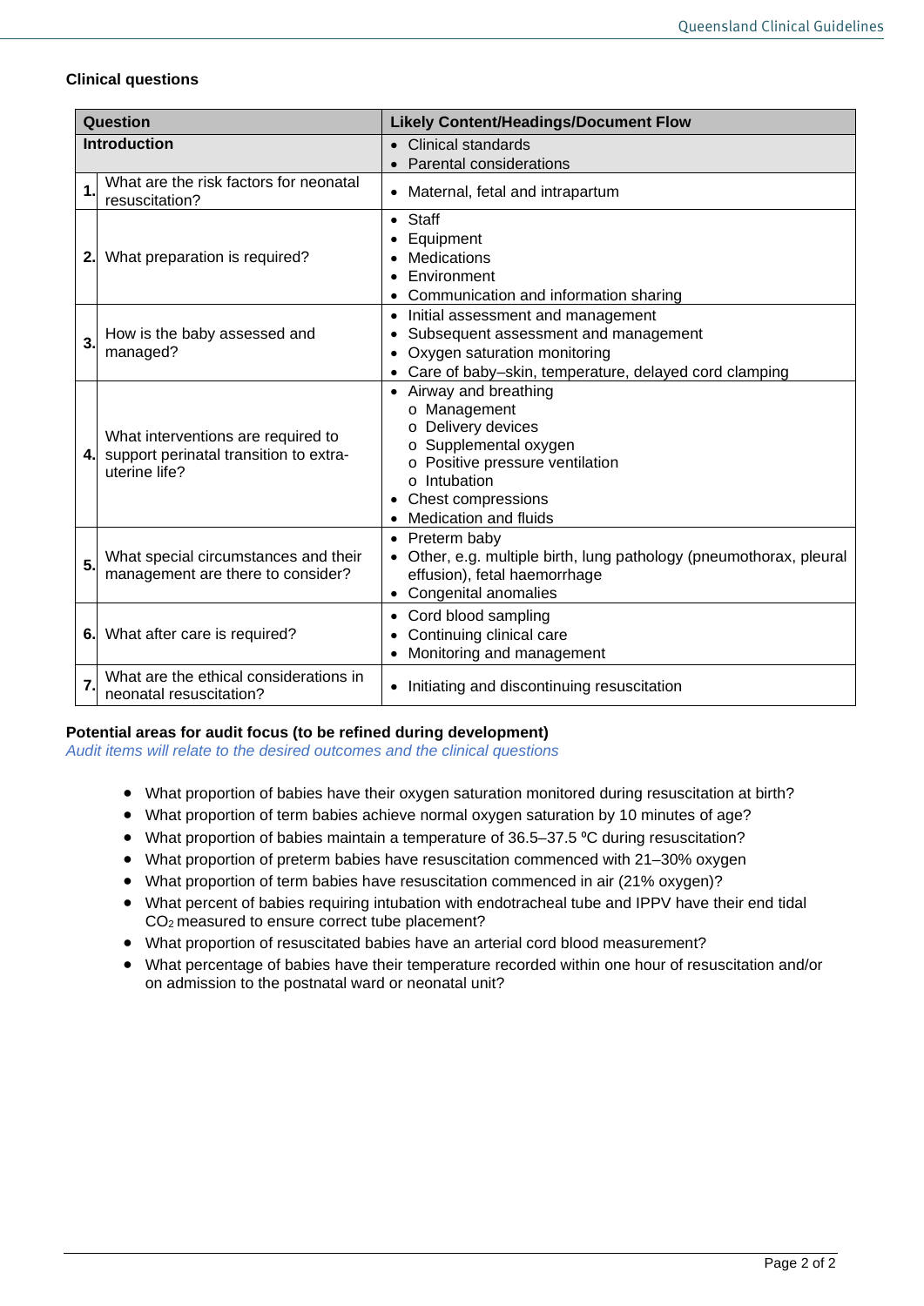**Clinical questions**

| Question | | Likely Content/Headings/Document Flow |
|---|---|---|
| **Introduction** | | • Clinical standards<br>• Parental considerations |
| **1.** | What are the risk factors for neonatal resuscitation? | • Maternal, fetal and intrapartum |
| **2.** | What preparation is required? | • Staff<br>• Equipment<br>• Medications<br>• Environment<br>• Communication and information sharing |
| **3.** | How is the baby assessed and managed? | • Initial assessment and management<br>• Subsequent assessment and management<br>• Oxygen saturation monitoring<br>• Care of baby–skin, temperature, delayed cord clamping |
| **4.** | What interventions are required to support perinatal transition to extra-uterine life? | • Airway and breathing<br>  o Management<br>  o Delivery devices<br>  o Supplemental oxygen<br>  o Positive pressure ventilation<br>  o Intubation<br>• Chest compressions<br>• Medication and fluids |
| **5.** | What special circumstances and their management are there to consider? | • Preterm baby<br>• Other, e.g. multiple birth, lung pathology (pneumothorax, pleural effusion), fetal haemorrhage<br>• Congenital anomalies |
| **6.** | What after care is required? | • Cord blood sampling<br>• Continuing clinical care<br>• Monitoring and management |
| **7.** | What are the ethical considerations in neonatal resuscitation? | • Initiating and discontinuing resuscitation |

**Potential areas for audit focus (to be refined during development)**

*Audit items will relate to the desired outcomes and the clinical questions*

- What proportion of babies have their oxygen saturation monitored during resuscitation at birth?
- What proportion of term babies achieve normal oxygen saturation by 10 minutes of age?
- What proportion of babies maintain a temperature of 36.5–37.5 ºC during resuscitation?
- What proportion of preterm babies have resuscitation commenced with 21–30% oxygen
- What proportion of term babies have resuscitation commenced in air (21% oxygen)?
- What percent of babies requiring intubation with endotracheal tube and IPPV have their end tidal $CO_2$ measured to ensure correct tube placement?
- What proportion of resuscitated babies have an arterial cord blood measurement?
- What percentage of babies have their temperature recorded within one hour of resuscitation and/or on admission to the postnatal ward or neonatal unit?